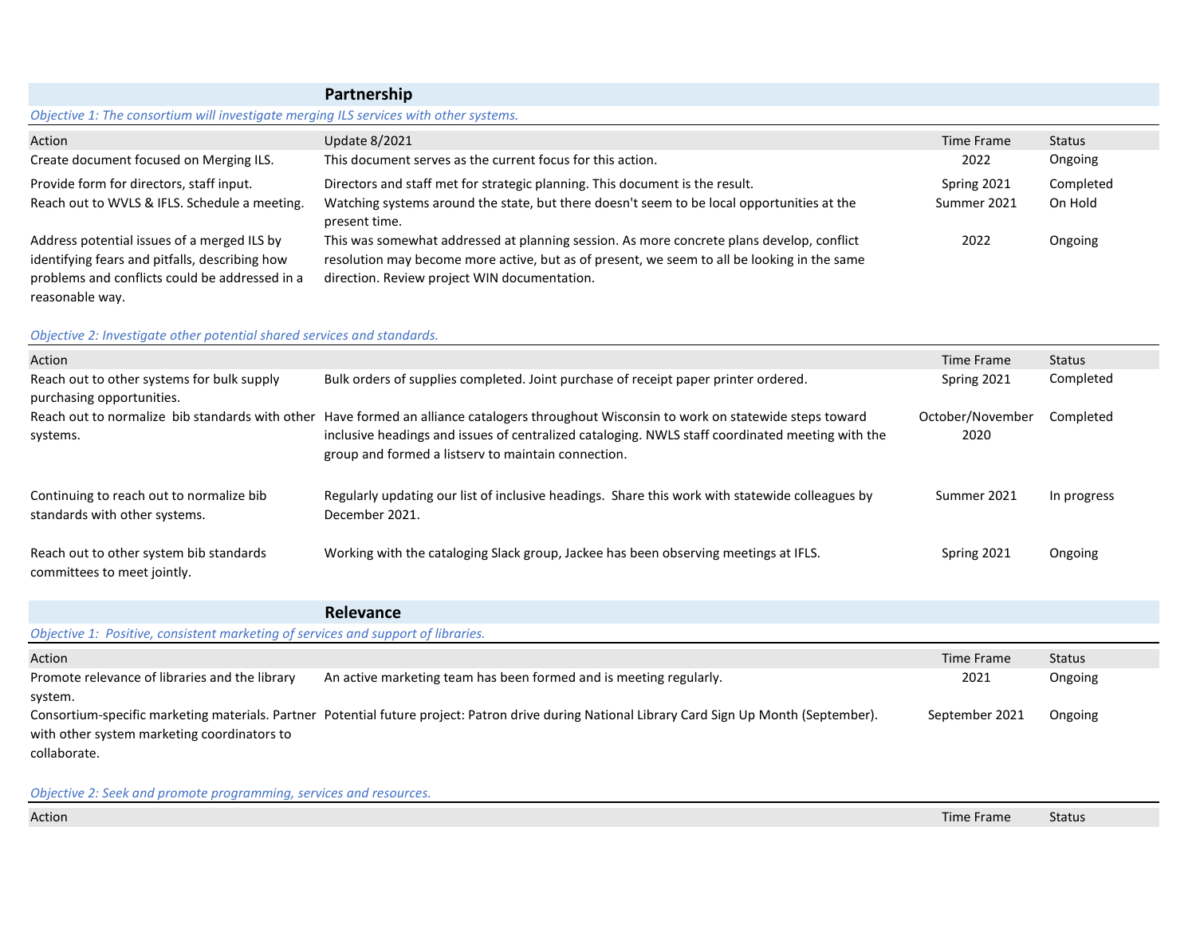## Partnership

*Objective 1: The consortium will investigate merging ILS services with other systems.*

| Action | Update 8/2021 | Time Frame | Status |
|---|---|---|---|
| Create document focused on Merging ILS. | This document serves as the current focus for this action. | 2022 | Ongoing |
| Provide form for directors, staff input. | Directors and staff met for strategic planning. This document is the result. | Spring 2021 | Completed |
| Reach out to WVLS & IFLS. Schedule a meeting. | Watching systems around the state, but there doesn't seem to be local opportunities at the present time. | Summer 2021 | On Hold |
| Address potential issues of a merged ILS by identifying fears and pitfalls, describing how problems and conflicts could be addressed in a reasonable way. | This was somewhat addressed at planning session. As more concrete plans develop, conflict resolution may become more active, but as of present, we seem to all be looking in the same direction. Review project WIN documentation. | 2022 | Ongoing |

*Objective 2: Investigate other potential shared services and standards.*

| Action | | Time Frame | Status |
|---|---|---|---|
| Reach out to other systems for bulk supply purchasing opportunities. | Bulk orders of supplies completed. Joint purchase of receipt paper printer ordered. | Spring 2021 | Completed |
| Reach out to normalize bib standards with other systems. | Have formed an alliance catalogers throughout Wisconsin to work on statewide steps toward inclusive headings and issues of centralized cataloging. NWLS staff coordinated meeting with the group and formed a listserv to maintain connection. | October/November 2020 | Completed |
| Continuing to reach out to normalize bib standards with other systems. | Regularly updating our list of inclusive headings. Share this work with statewide colleagues by December 2021. | Summer 2021 | In progress |
| Reach out to other system bib standards committees to meet jointly. | Working with the cataloging Slack group, Jackee has been observing meetings at IFLS. | Spring 2021 | Ongoing |

## Relevance

*Objective 1: Positive, consistent marketing of services and support of libraries.*

| Action | | Time Frame | Status |
|---|---|---|---|
| Promote relevance of libraries and the library system. | An active marketing team has been formed and is meeting regularly. | 2021 | Ongoing |
| Consortium-specific marketing materials. Partner with other system marketing coordinators to collaborate. | Potential future project: Patron drive during National Library Card Sign Up Month (September). | September 2021 | Ongoing |

*Objective 2: Seek and promote programming, services and resources.*

| Action | | Time Frame | Status |
|---|---|---|---|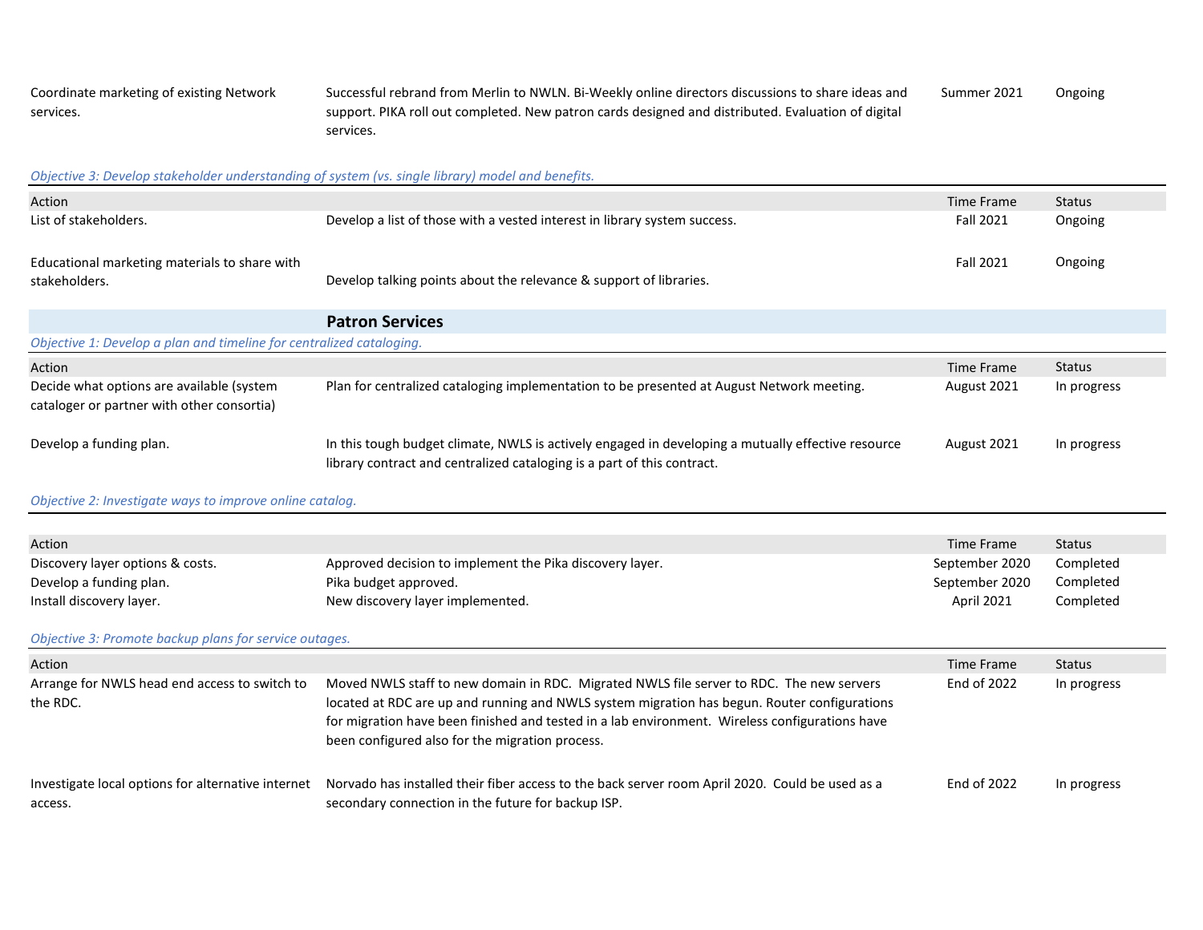| | | | |
|---|---|---|---|
| Coordinate marketing of existing Network services. | Successful rebrand from Merlin to NWLN. Bi-Weekly online directors discussions to share ideas and support. PIKA roll out completed. New patron cards designed and distributed. Evaluation of digital services. | Summer 2021 | Ongoing |

*Objective 3: Develop stakeholder understanding of system (vs. single library) model and benefits.*

| Action | | Time Frame | Status |
|---|---|---|---|
| List of stakeholders. | Develop a list of those with a vested interest in library system success. | Fall 2021 | Ongoing |
| Educational marketing materials to share with stakeholders. | Develop talking points about the relevance & support of libraries. | Fall 2021 | Ongoing |

## Patron Services

*Objective 1: Develop a plan and timeline for centralized cataloging.*

| Action | | Time Frame | Status |
|---|---|---|---|
| Decide what options are available (system cataloger or partner with other consortia) | Plan for centralized cataloging implementation to be presented at August Network meeting. | August 2021 | In progress |
| Develop a funding plan. | In this tough budget climate, NWLS is actively engaged in developing a mutually effective resource library contract and centralized cataloging is a part of this contract. | August 2021 | In progress |

*Objective 2: Investigate ways to improve online catalog.*

| Action | | Time Frame | Status |
|---|---|---|---|
| Discovery layer options & costs. | Approved decision to implement the Pika discovery layer. | September 2020 | Completed |
| Develop a funding plan. | Pika budget approved. | September 2020 | Completed |
| Install discovery layer. | New discovery layer implemented. | April 2021 | Completed |

*Objective 3: Promote backup plans for service outages.*

| Action | | Time Frame | Status |
|---|---|---|---|
| Arrange for NWLS head end access to switch to the RDC. | Moved NWLS staff to new domain in RDC. Migrated NWLS file server to RDC. The new servers located at RDC are up and running and NWLS system migration has begun. Router configurations for migration have been finished and tested in a lab environment. Wireless configurations have been configured also for the migration process. | End of 2022 | In progress |
| Investigate local options for alternative internet access. | Norvado has installed their fiber access to the back server room April 2020. Could be used as a secondary connection in the future for backup ISP. | End of 2022 | In progress |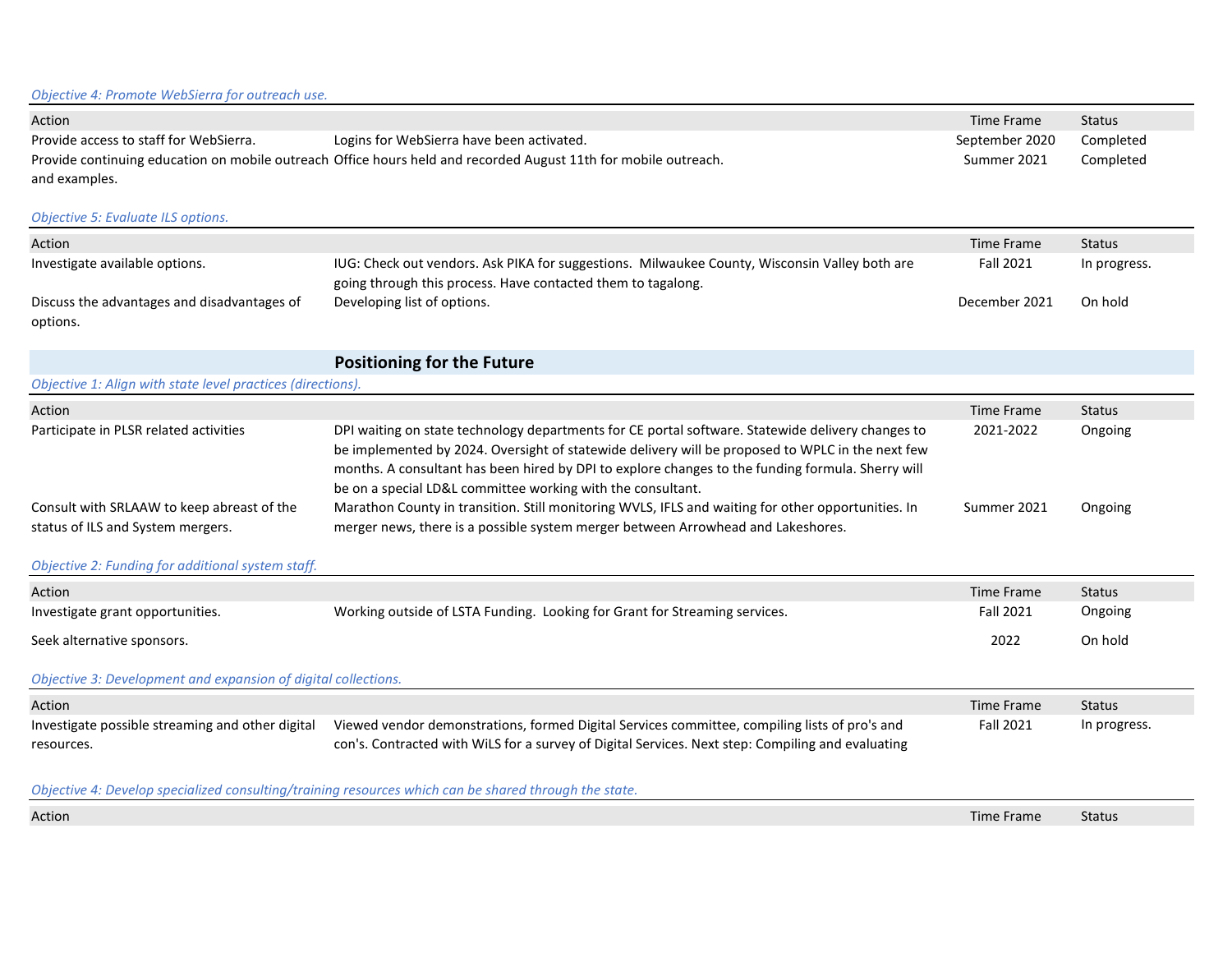*Objective 4: Promote WebSierra for outreach use.*

| Action | | Time Frame | Status |
|---|---|---|---|
| Provide access to staff for WebSierra. | Logins for WebSierra have been activated. | September 2020 | Completed |
| Provide continuing education on mobile outreach and examples. | Office hours held and recorded August 11th for mobile outreach. | Summer 2021 | Completed |

*Objective 5: Evaluate ILS options.*

| Action | | Time Frame | Status |
|---|---|---|---|
| Investigate available options. | IUG: Check out vendors. Ask PIKA for suggestions. Milwaukee County, Wisconsin Valley both are going through this process. Have contacted them to tagalong. | Fall 2021 | In progress. |
| Discuss the advantages and disadvantages of options. | Developing list of options. | December 2021 | On hold |

## Positioning for the Future

*Objective 1: Align with state level practices (directions).*

| Action | | Time Frame | Status |
|---|---|---|---|
| Participate in PLSR related activities | DPI waiting on state technology departments for CE portal software. Statewide delivery changes to be implemented by 2024. Oversight of statewide delivery will be proposed to WPLC in the next few months. A consultant has been hired by DPI to explore changes to the funding formula. Sherry will be on a special LD&L committee working with the consultant. | 2021-2022 | Ongoing |
| Consult with SRLAAW to keep abreast of the status of ILS and System mergers. | Marathon County in transition. Still monitoring WVLS, IFLS and waiting for other opportunities. In merger news, there is a possible system merger between Arrowhead and Lakeshores. | Summer 2021 | Ongoing |

*Objective 2: Funding for additional system staff.*

| Action | | Time Frame | Status |
|---|---|---|---|
| Investigate grant opportunities. | Working outside of LSTA Funding. Looking for Grant for Streaming services. | Fall 2021 | Ongoing |
| Seek alternative sponsors. | | 2022 | On hold |

*Objective 3: Development and expansion of digital collections.*

| Action | | Time Frame | Status |
|---|---|---|---|
| Investigate possible streaming and other digital resources. | Viewed vendor demonstrations, formed Digital Services committee, compiling lists of pro's and con's. Contracted with WiLS for a survey of Digital Services. Next step: Compiling and evaluating | Fall 2021 | In progress. |

*Objective 4: Develop specialized consulting/training resources which can be shared through the state.*

| Action | | Time Frame | Status |
|---|---|---|---|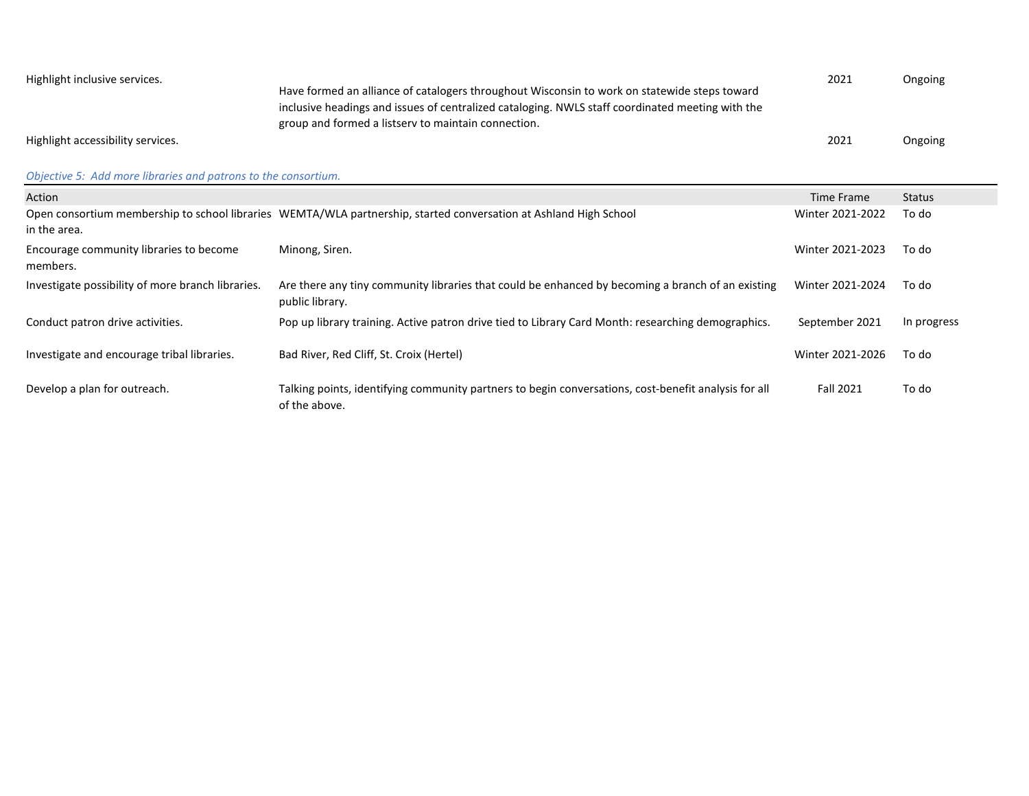| | | | |
|---|---|---|---|
| Highlight inclusive services. | Have formed an alliance of catalogers throughout Wisconsin to work on statewide steps toward inclusive headings and issues of centralized cataloging. NWLS staff coordinated meeting with the group and formed a listserv to maintain connection. | 2021 | Ongoing |
| Highlight accessibility services. | | 2021 | Ongoing |

*Objective 5: Add more libraries and patrons to the consortium.*

| Action | | Time Frame | Status |
|---|---|---|---|
| Open consortium membership to school libraries in the area. | WEMTA/WLA partnership, started conversation at Ashland High School | Winter 2021-2022 | To do |
| Encourage community libraries to become members. | Minong, Siren. | Winter 2021-2023 | To do |
| Investigate possibility of more branch libraries. | Are there any tiny community libraries that could be enhanced by becoming a branch of an existing public library. | Winter 2021-2024 | To do |
| Conduct patron drive activities. | Pop up library training. Active patron drive tied to Library Card Month: researching demographics. | September 2021 | In progress |
| Investigate and encourage tribal libraries. | Bad River, Red Cliff, St. Croix (Hertel) | Winter 2021-2026 | To do |
| Develop a plan for outreach. | Talking points, identifying community partners to begin conversations, cost-benefit analysis for all of the above. | Fall 2021 | To do |